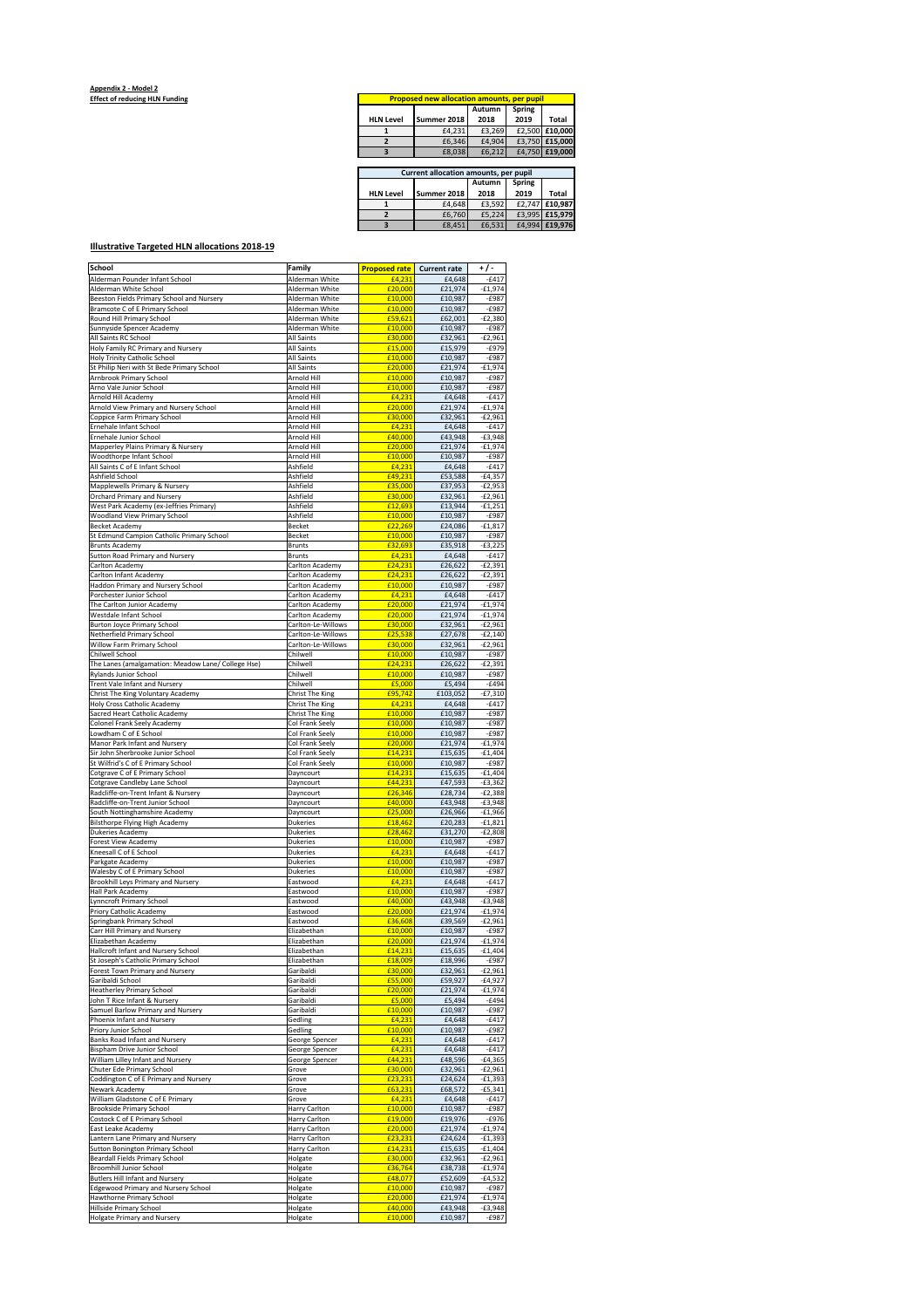**Appendix 2 - Model 2**

**Effect of reducing HLN Funding**

| Proposed new allocation amounts, per pupil | | | | |
|---|---|---|---|---|
| **HLN Level** | **Summer 2018** | **Autumn 2018** | **Spring 2019** | **Total** |
| **1** | £4,231 | £3,269 | £2,500 | **£10,000** |
| **2** | £6,346 | £4,904 | £3,750 | **£15,000** |
| **3** | £8,038 | £6,212 | £4,750 | **£19,000** |

| Current allocation amounts, per pupil | | | | |
|---|---|---|---|---|
| **HLN Level** | **Summer 2018** | **Autumn 2018** | **Spring 2019** | **Total** |
| **1** | £4,648 | £3,592 | £2,747 | **£10,987** |
| **2** | £6,760 | £5,224 | £3,995 | **£15,979** |
| **3** | £8,451 | £6,531 | £4,994 | **£19,976** |

## Illustrative Targeted HLN allocations 2018-19

| School | Family | Proposed rate | Current rate | + / - |
|---|---|---|---|---|
| Alderman Pounder Infant School | Alderman White | £4,231 | £4,648 | -£417 |
| Alderman White School | Alderman White | £20,000 | £21,974 | -£1,974 |
| Beeston Fields Primary School and Nursery | Alderman White | £10,000 | £10,987 | -£987 |
| Bramcote C of E Primary School | Alderman White | £10,000 | £10,987 | -£987 |
| Round Hill Primary School | Alderman White | £59,621 | £62,001 | -£2,380 |
| Sunnyside Spencer Academy | Alderman White | £10,000 | £10,987 | -£987 |
| All Saints RC School | All Saints | £30,000 | £32,961 | -£2,961 |
| Holy Family RC Primary and Nursery | All Saints | £15,000 | £15,979 | -£979 |
| Holy Trinity Catholic School | All Saints | £10,000 | £10,987 | -£987 |
| St Philip Neri with St Bede Primary School | All Saints | £20,000 | £21,974 | -£1,974 |
| Arnbrook Primary School | Arnold Hill | £10,000 | £10,987 | -£987 |
| Arno Vale Junior School | Arnold Hill | £10,000 | £10,987 | -£987 |
| Arnold Hill Academy | Arnold Hill | £4,231 | £4,648 | -£417 |
| Arnold View Primary and Nursery School | Arnold Hill | £20,000 | £21,974 | -£1,974 |
| Coppice Farm Primary School | Arnold Hill | £30,000 | £32,961 | -£2,961 |
| Ernehale Infant School | Arnold Hill | £4,231 | £4,648 | -£417 |
| Ernehale Junior School | Arnold Hill | £40,000 | £43,948 | -£3,948 |
| Mapperley Plains Primary & Nursery | Arnold Hill | £20,000 | £21,974 | -£1,974 |
| Woodthorpe Infant School | Arnold Hill | £10,000 | £10,987 | -£987 |
| All Saints C of E Infant School | Ashfield | £4,231 | £4,648 | -£417 |
| Ashfield School | Ashfield | £49,231 | £53,588 | -£4,357 |
| Mapplewells Primary & Nursery | Ashfield | £35,000 | £37,953 | -£2,953 |
| Orchard Primary and Nursery | Ashfield | £30,000 | £32,961 | -£2,961 |
| West Park Academy (ex-Jeffries Primary) | Ashfield | £12,693 | £13,944 | -£1,251 |
| Woodland View Primary School | Ashfield | £10,000 | £10,987 | -£987 |
| Becket Academy | Becket | £22,269 | £24,086 | -£1,817 |
| St Edmund Campion Catholic Primary School | Becket | £10,000 | £10,987 | -£987 |
| Brunts Academy | Brunts | £32,693 | £35,918 | -£3,225 |
| Sutton Road Primary and Nursery | Brunts | £4,231 | £4,648 | -£417 |
| Carlton Academy | Carlton Academy | £24,231 | £26,622 | -£2,391 |
| Carlton Infant Academy | Carlton Academy | £24,231 | £26,622 | -£2,391 |
| Haddon Primary and Nursery School | Carlton Academy | £10,000 | £10,987 | -£987 |
| Porchester Junior School | Carlton Academy | £4,231 | £4,648 | -£417 |
| The Carlton Junior Academy | Carlton Academy | £20,000 | £21,974 | -£1,974 |
| Westdale Infant School | Carlton Academy | £20,000 | £21,974 | -£1,974 |
| Burton Joyce Primary School | Carlton-Le-Willows | £30,000 | £32,961 | -£2,961 |
| Netherfield Primary School | Carlton-Le-Willows | £25,538 | £27,678 | -£2,140 |
| Willow Farm Primary School | Carlton-Le-Willows | £30,000 | £32,961 | -£2,961 |
| Chilwell School | Chilwell | £10,000 | £10,987 | -£987 |
| The Lanes (amalgamation: Meadow Lane/ College Hse) | Chilwell | £24,231 | £26,622 | -£2,391 |
| Rylands Junior School | Chilwell | £10,000 | £10,987 | -£987 |
| Trent Vale Infant and Nursery | Chilwell | £5,000 | £5,494 | -£494 |
| Christ The King Voluntary Academy | Christ The King | £95,742 | £103,052 | -£7,310 |
| Holy Cross Catholic Academy | Christ The King | £4,231 | £4,648 | -£417 |
| Sacred Heart Catholic Academy | Christ The King | £10,000 | £10,987 | -£987 |
| Colonel Frank Seely Academy | Col Frank Seely | £10,000 | £10,987 | -£987 |
| Lowdham C of E School | Col Frank Seely | £10,000 | £10,987 | -£987 |
| Manor Park Infant and Nursery | Col Frank Seely | £20,000 | £21,974 | -£1,974 |
| Sir John Sherbrooke Junior School | Col Frank Seely | £14,231 | £15,635 | -£1,404 |
| St Wilfrid's C of E Primary School | Col Frank Seely | £10,000 | £10,987 | -£987 |
| Cotgrave C of E Primary School | Dayncourt | £14,231 | £15,635 | -£1,404 |
| Cotgrave Candleby Lane School | Dayncourt | £44,231 | £47,593 | -£3,362 |
| Radcliffe-on-Trent Infant & Nursery | Dayncourt | £26,346 | £28,734 | -£2,388 |
| Radcliffe-on-Trent Junior School | Dayncourt | £40,000 | £43,948 | -£3,948 |
| South Nottinghamshire Academy | Dayncourt | £25,000 | £26,966 | -£1,966 |
| Bilsthorpe Flying High Academy | Dukeries | £18,462 | £20,283 | -£1,821 |
| Dukeries Academy | Dukeries | £28,462 | £31,270 | -£2,808 |
| Forest View Academy | Dukeries | £10,000 | £10,987 | -£987 |
| Kneesall C of E School | Dukeries | £4,231 | £4,648 | -£417 |
| Parkgate Academy | Dukeries | £10,000 | £10,987 | -£987 |
| Walesby C of E Primary School | Dukeries | £10,000 | £10,987 | -£987 |
| Brookhill Leys Primary and Nursery | Eastwood | £4,231 | £4,648 | -£417 |
| Hall Park Academy | Eastwood | £10,000 | £10,987 | -£987 |
| Lynncroft Primary School | Eastwood | £40,000 | £43,948 | -£3,948 |
| Priory Catholic Academy | Eastwood | £20,000 | £21,974 | -£1,974 |
| Springbank Primary School | Eastwood | £36,608 | £39,569 | -£2,961 |
| Carr Hill Primary and Nursery | Elizabethan | £10,000 | £10,987 | -£987 |
| Elizabethan Academy | Elizabethan | £20,000 | £21,974 | -£1,974 |
| Hallcroft Infant and Nursery School | Elizabethan | £14,231 | £15,635 | -£1,404 |
| St Joseph's Catholic Primary School | Elizabethan | £18,009 | £18,996 | -£987 |
| Forest Town Primary and Nursery | Garibaldi | £30,000 | £32,961 | -£2,961 |
| Garibaldi School | Garibaldi | £55,000 | £59,927 | -£4,927 |
| Heatherley Primary School | Garibaldi | £20,000 | £21,974 | -£1,974 |
| John T Rice Infant & Nursery | Garibaldi | £5,000 | £5,494 | -£494 |
| Samuel Barlow Primary and Nursery | Garibaldi | £10,000 | £10,987 | -£987 |
| Phoenix Infant and Nursery | Gedling | £4,231 | £4,648 | -£417 |
| Priory Junior School | Gedling | £10,000 | £10,987 | -£987 |
| Banks Road Infant and Nursery | George Spencer | £4,231 | £4,648 | -£417 |
| Bispham Drive Junior School | George Spencer | £4,231 | £4,648 | -£417 |
| William Lilley Infant and Nursery | George Spencer | £44,231 | £48,596 | -£4,365 |
| Chuter Ede Primary School | Grove | £30,000 | £32,961 | -£2,961 |
| Coddington C of E Primary and Nursery | Grove | £23,231 | £24,624 | -£1,393 |
| Newark Academy | Grove | £63,231 | £68,572 | -£5,341 |
| William Gladstone C of E Primary | Grove | £4,231 | £4,648 | -£417 |
| Brookside Primary School | Harry Carlton | £10,000 | £10,987 | -£987 |
| Costock C of E Primary School | Harry Carlton | £19,000 | £19,976 | -£976 |
| East Leake Academy | Harry Carlton | £20,000 | £21,974 | -£1,974 |
| Lantern Lane Primary and Nursery | Harry Carlton | £23,231 | £24,624 | -£1,393 |
| Sutton Bonington Primary School | Harry Carlton | £14,231 | £15,635 | -£1,404 |
| Beardall Fields Primary School | Holgate | £30,000 | £32,961 | -£2,961 |
| Broomhill Junior School | Holgate | £36,764 | £38,738 | -£1,974 |
| Butlers Hill Infant and Nursery | Holgate | £48,077 | £52,609 | -£4,532 |
| Edgewood Primary and Nursery School | Holgate | £10,000 | £10,987 | -£987 |
| Hawthorne Primary School | Holgate | £20,000 | £21,974 | -£1,974 |
| Hillside Primary School | Holgate | £40,000 | £43,948 | -£3,948 |
| Holgate Primary and Nursery | Holgate | £10,000 | £10,987 | -£987 |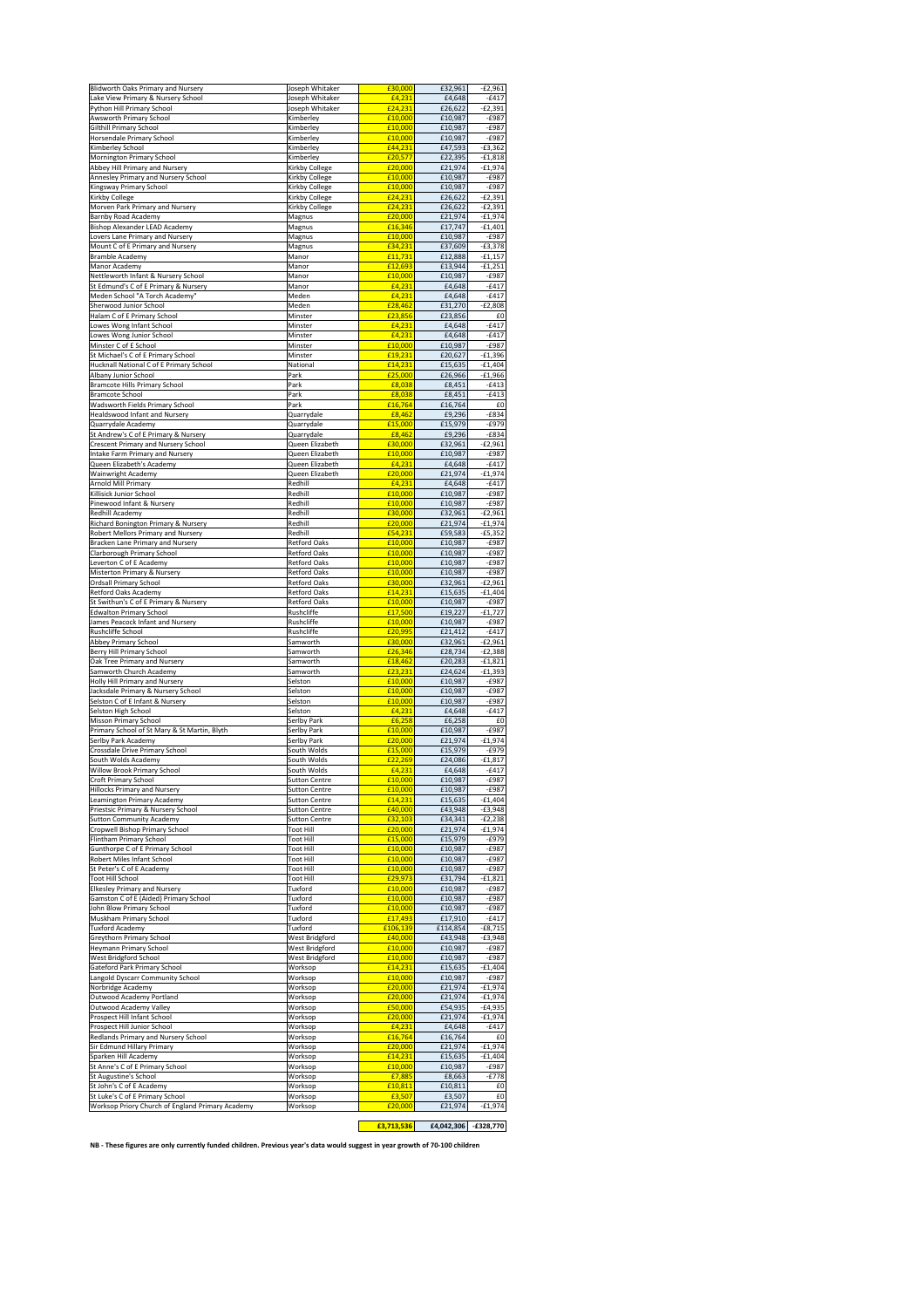| | | | | |
|---|---|---|---|---|
| Blidworth Oaks Primary and Nursery | Joseph Whitaker | £30,000 | £32,961 | -£2,961 |
| Lake View Primary & Nursery School | Joseph Whitaker | £4,231 | £4,648 | -£417 |
| Python Hill Primary School | Joseph Whitaker | £24,231 | £26,622 | -£2,391 |
| Awsworth Primary School | Kimberley | £10,000 | £10,987 | -£987 |
| Gilthill Primary School | Kimberley | £10,000 | £10,987 | -£987 |
| Horsendale Primary School | Kimberley | £10,000 | £10,987 | -£987 |
| Kimberley School | Kimberley | £44,231 | £47,593 | -£3,362 |
| Mornington Primary School | Kimberley | £20,577 | £22,395 | -£1,818 |
| Abbey Hill Primary and Nursery | Kirkby College | £20,000 | £21,974 | -£1,974 |
| Annesley Primary and Nursery School | Kirkby College | £10,000 | £10,987 | -£987 |
| Kingsway Primary School | Kirkby College | £10,000 | £10,987 | -£987 |
| Kirkby College | Kirkby College | £24,231 | £26,622 | -£2,391 |
| Morven Park Primary and Nursery | Kirkby College | £24,231 | £26,622 | -£2,391 |
| Barnby Road Academy | Magnus | £20,000 | £21,974 | -£1,974 |
| Bishop Alexander LEAD Academy | Magnus | £16,346 | £17,747 | -£1,401 |
| Lovers Lane Primary and Nursery | Magnus | £10,000 | £10,987 | -£987 |
| Mount C of E Primary and Nursery | Magnus | £34,231 | £37,609 | -£3,378 |
| Bramble Academy | Manor | £11,731 | £12,888 | -£1,157 |
| Manor Academy | Manor | £12,693 | £13,944 | -£1,251 |
| Nettleworth Infant & Nursery School | Manor | £10,000 | £10,987 | -£987 |
| St Edmund's C of E Primary & Nursery | Manor | £4,231 | £4,648 | -£417 |
| Meden School "A Torch Academy" | Meden | £4,231 | £4,648 | -£417 |
| Sherwood Junior School | Meden | £28,462 | £31,270 | -£2,808 |
| Halam C of E Primary School | Minster | £23,856 | £23,856 | £0 |
| Lowes Wong Infant School | Minster | £4,231 | £4,648 | -£417 |
| Lowes Wong Junior School | Minster | £4,231 | £4,648 | -£417 |
| Minster C of E School | Minster | £10,000 | £10,987 | -£987 |
| St Michael's C of E Primary School | Minster | £19,231 | £20,627 | -£1,396 |
| Hucknall National C of E Primary School | National | £14,231 | £15,635 | -£1,404 |
| Albany Junior School | Park | £25,000 | £26,966 | -£1,966 |
| Bramcote Hills Primary School | Park | £8,038 | £8,451 | -£413 |
| Bramcote School | Park | £8,038 | £8,451 | -£413 |
| Wadsworth Fields Primary School | Park | £16,764 | £16,764 | £0 |
| Healdswood Infant and Nursery | Quarrydale | £8,462 | £9,296 | -£834 |
| Quarrydale Academy | Quarrydale | £15,000 | £15,979 | -£979 |
| St Andrew's C of E Primary & Nursery | Quarrydale | £8,462 | £9,296 | -£834 |
| Crescent Primary and Nursery School | Queen Elizabeth | £30,000 | £32,961 | -£2,961 |
| Intake Farm Primary and Nursery | Queen Elizabeth | £10,000 | £10,987 | -£987 |
| Queen Elizabeth's Academy | Queen Elizabeth | £4,231 | £4,648 | -£417 |
| Wainwright Academy | Queen Elizabeth | £20,000 | £21,974 | -£1,974 |
| Arnold Mill Primary | Redhill | £4,231 | £4,648 | -£417 |
| Killisick Junior School | Redhill | £10,000 | £10,987 | -£987 |
| Pinewood Infant & Nursery | Redhill | £10,000 | £10,987 | -£987 |
| Redhill Academy | Redhill | £30,000 | £32,961 | -£2,961 |
| Richard Bonington Primary & Nursery | Redhill | £20,000 | £21,974 | -£1,974 |
| Robert Mellors Primary and Nursery | Redhill | £54,231 | £59,583 | -£5,352 |
| Bracken Lane Primary and Nursery | Retford Oaks | £10,000 | £10,987 | -£987 |
| Clarborough Primary School | Retford Oaks | £10,000 | £10,987 | -£987 |
| Leverton C of E Academy | Retford Oaks | £10,000 | £10,987 | -£987 |
| Misterton Primary & Nursery | Retford Oaks | £10,000 | £10,987 | -£987 |
| Ordsall Primary School | Retford Oaks | £30,000 | £32,961 | -£2,961 |
| Retford Oaks Academy | Retford Oaks | £14,231 | £15,635 | -£1,404 |
| St Swithun's C of E Primary & Nursery | Retford Oaks | £10,000 | £10,987 | -£987 |
| Edwalton Primary School | Rushcliffe | £17,500 | £19,227 | -£1,727 |
| James Peacock Infant and Nursery | Rushcliffe | £10,000 | £10,987 | -£987 |
| Rushcliffe School | Rushcliffe | £20,995 | £21,412 | -£417 |
| Abbey Primary School | Samworth | £30,000 | £32,961 | -£2,961 |
| Berry Hill Primary School | Samworth | £26,346 | £28,734 | -£2,388 |
| Oak Tree Primary and Nursery | Samworth | £18,462 | £20,283 | -£1,821 |
| Samworth Church Academy | Samworth | £23,231 | £24,624 | -£1,393 |
| Holly Hill Primary and Nursery | Selston | £10,000 | £10,987 | -£987 |
| Jacksdale Primary & Nursery School | Selston | £10,000 | £10,987 | -£987 |
| Selston C of E Infant & Nursery | Selston | £10,000 | £10,987 | -£987 |
| Selston High School | Selston | £4,231 | £4,648 | -£417 |
| Misson Primary School | Serlby Park | £6,258 | £6,258 | £0 |
| Primary School of St Mary & St Martin, Blyth | Serlby Park | £10,000 | £10,987 | -£987 |
| Serlby Park Academy | Serlby Park | £20,000 | £21,974 | -£1,974 |
| Crossdale Drive Primary School | South Wolds | £15,000 | £15,979 | -£979 |
| South Wolds Academy | South Wolds | £22,269 | £24,086 | -£1,817 |
| Willow Brook Primary School | South Wolds | £4,231 | £4,648 | -£417 |
| Croft Primary School | Sutton Centre | £10,000 | £10,987 | -£987 |
| Hillocks Primary and Nursery | Sutton Centre | £10,000 | £10,987 | -£987 |
| Leamington Primary Academy | Sutton Centre | £14,231 | £15,635 | -£1,404 |
| Priestsic Primary & Nursery School | Sutton Centre | £40,000 | £43,948 | -£3,948 |
| Sutton Community Academy | Sutton Centre | £32,103 | £34,341 | -£2,238 |
| Cropwell Bishop Primary School | Toot Hill | £20,000 | £21,974 | -£1,974 |
| Flintham Primary School | Toot Hill | £15,000 | £15,979 | -£979 |
| Gunthorpe C of E Primary School | Toot Hill | £10,000 | £10,987 | -£987 |
| Robert Miles Infant School | Toot Hill | £10,000 | £10,987 | -£987 |
| St Peter's C of E Academy | Toot Hill | £10,000 | £10,987 | -£987 |
| Toot Hill School | Toot Hill | £29,973 | £31,794 | -£1,821 |
| Elkesley Primary and Nursery | Tuxford | £10,000 | £10,987 | -£987 |
| Gamston C of E (Aided) Primary School | Tuxford | £10,000 | £10,987 | -£987 |
| John Blow Primary School | Tuxford | £10,000 | £10,987 | -£987 |
| Muskham Primary School | Tuxford | £17,493 | £17,910 | -£417 |
| Tuxford Academy | Tuxford | £106,139 | £114,854 | -£8,715 |
| Greythorn Primary School | West Bridgford | £40,000 | £43,948 | -£3,948 |
| Heymann Primary School | West Bridgford | £10,000 | £10,987 | -£987 |
| West Bridgford School | West Bridgford | £10,000 | £10,987 | -£987 |
| Gateford Park Primary School | Worksop | £14,231 | £15,635 | -£1,404 |
| Langold Dyscarr Community School | Worksop | £10,000 | £10,987 | -£987 |
| Norbridge Academy | Worksop | £20,000 | £21,974 | -£1,974 |
| Outwood Academy Portland | Worksop | £20,000 | £21,974 | -£1,974 |
| Outwood Academy Valley | Worksop | £50,000 | £54,935 | -£4,935 |
| Prospect Hill Infant School | Worksop | £20,000 | £21,974 | -£1,974 |
| Prospect Hill Junior School | Worksop | £4,231 | £4,648 | -£417 |
| Redlands Primary and Nursery School | Worksop | £16,764 | £16,764 | £0 |
| Sir Edmund Hillary Primary | Worksop | £20,000 | £21,974 | -£1,974 |
| Sparken Hill Academy | Worksop | £14,231 | £15,635 | -£1,404 |
| St Anne's C of E Primary School | Worksop | £10,000 | £10,987 | -£987 |
| St Augustine's School | Worksop | £7,885 | £8,663 | -£778 |
| St John's C of E Academy | Worksop | £10,811 | £10,811 | £0 |
| St Luke's C of E Primary School | Worksop | £3,507 | £3,507 | £0 |
| Worksop Priory Church of England Primary Academy | Worksop | £20,000 | £21,974 | -£1,974 |
| | | **£3,713,536** | **£4,042,306** | **-£328,770** |

**NB - These figures are only currently funded children. Previous year's data would suggest in year growth of 70-100 children**